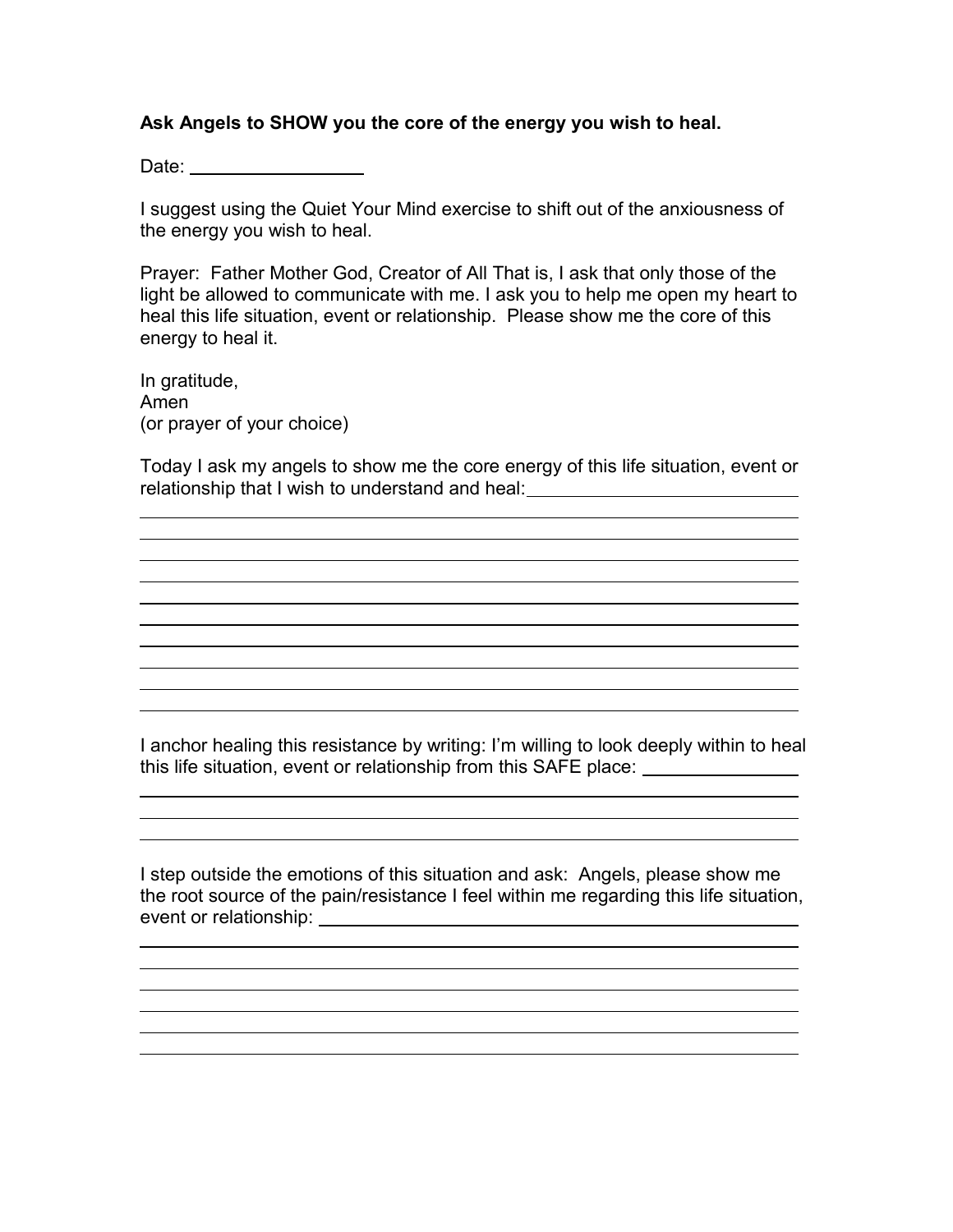**Ask Angels to SHOW you the core of the energy you wish to heal.**

Date: ________________

I suggest using the Quiet Your Mind exercise to shift out of the anxiousness of the energy you wish to heal.

Prayer: Father Mother God, Creator of All That is, I ask that only those of the light be allowed to communicate with me. I ask you to help me open my heart to heal this life situation, event or relationship. Please show me the core of this energy to heal it.

In gratitude,
Amen
(or prayer of your choice)

Today I ask my angels to show me the core energy of this life situation, event or relationship that I wish to understand and heal: ____________________________

______________________________________________________________________
______________________________________________________________________
______________________________________________________________________
______________________________________________________________________
______________________________________________________________________
______________________________________________________________________
______________________________________________________________________
______________________________________________________________________
______________________________________________________________________
______________________________________________________________________

I anchor healing this resistance by writing: I'm willing to look deeply within to heal this life situation, event or relationship from this SAFE place: ________________

______________________________________________________________________
______________________________________________________________________
______________________________________________________________________

I step outside the emotions of this situation and ask: Angels, please show me the root source of the pain/resistance I feel within me regarding this life situation, event or relationship: ____________________________________________

______________________________________________________________________
______________________________________________________________________
______________________________________________________________________
______________________________________________________________________
______________________________________________________________________
______________________________________________________________________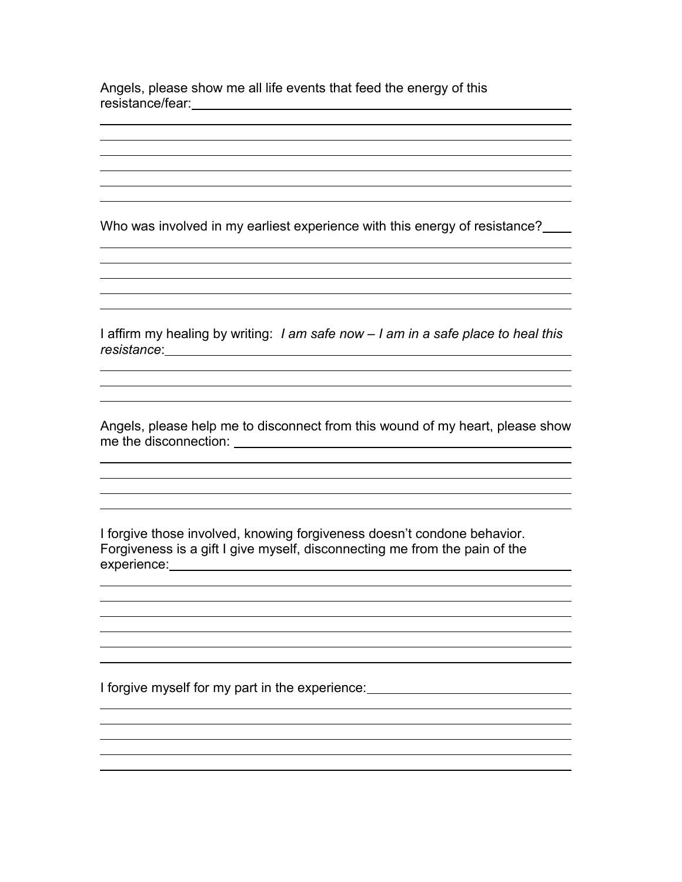Angels, please show me all life events that feed the energy of this resistance/fear:

Who was involved in my earliest experience with this energy of resistance?

I affirm my healing by writing: *I am safe now – I am in a safe place to heal this resistance*:

Angels, please help me to disconnect from this wound of my heart, please show me the disconnection:

I forgive those involved, knowing forgiveness doesn't condone behavior. Forgiveness is a gift I give myself, disconnecting me from the pain of the experience:

I forgive myself for my part in the experience: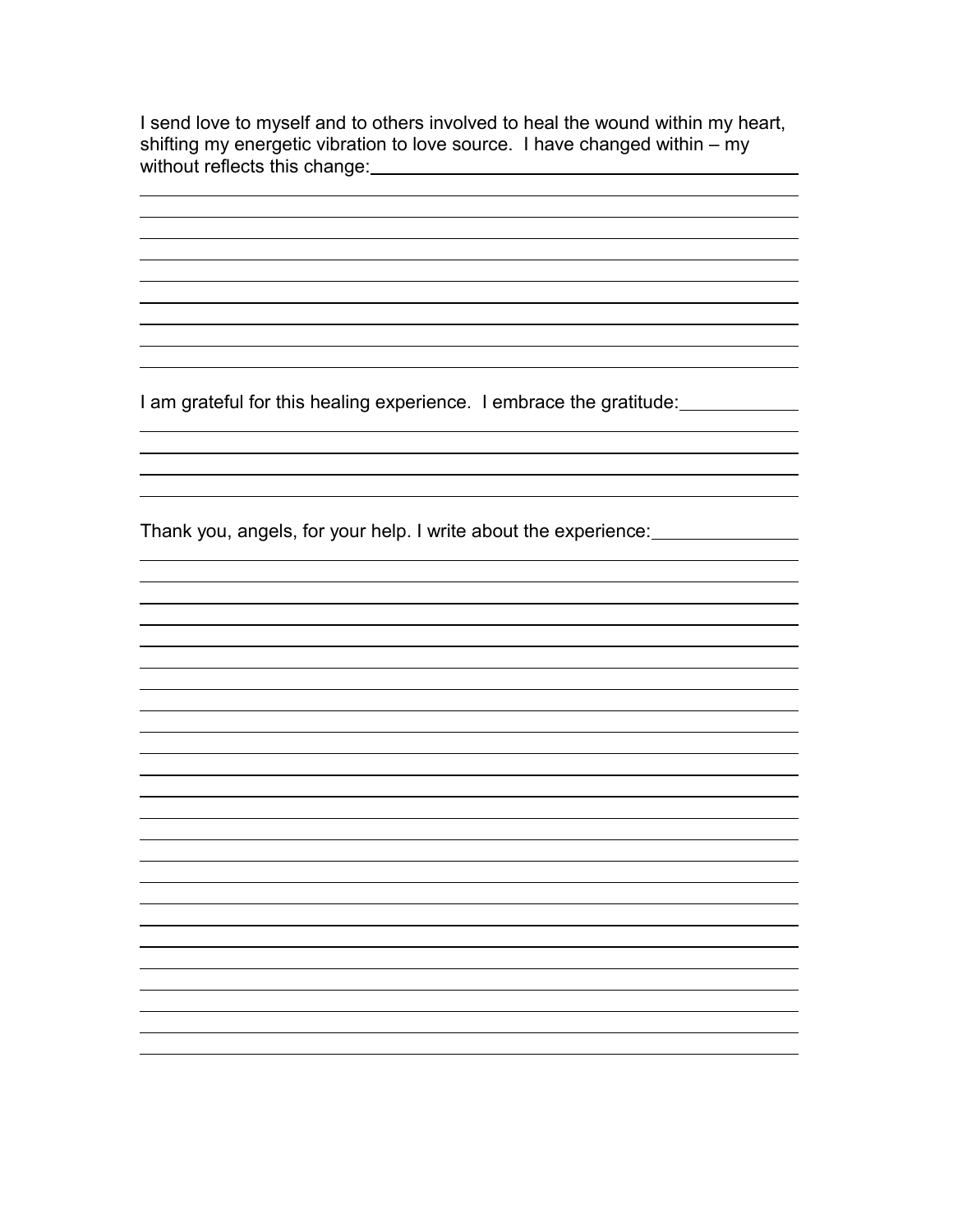I send love to myself and to others involved to heal the wound within my heart, shifting my energetic vibration to love source. I have changed within – my without reflects this change:

I am grateful for this healing experience. I embrace the gratitude:

Thank you, angels, for your help. I write about the experience: